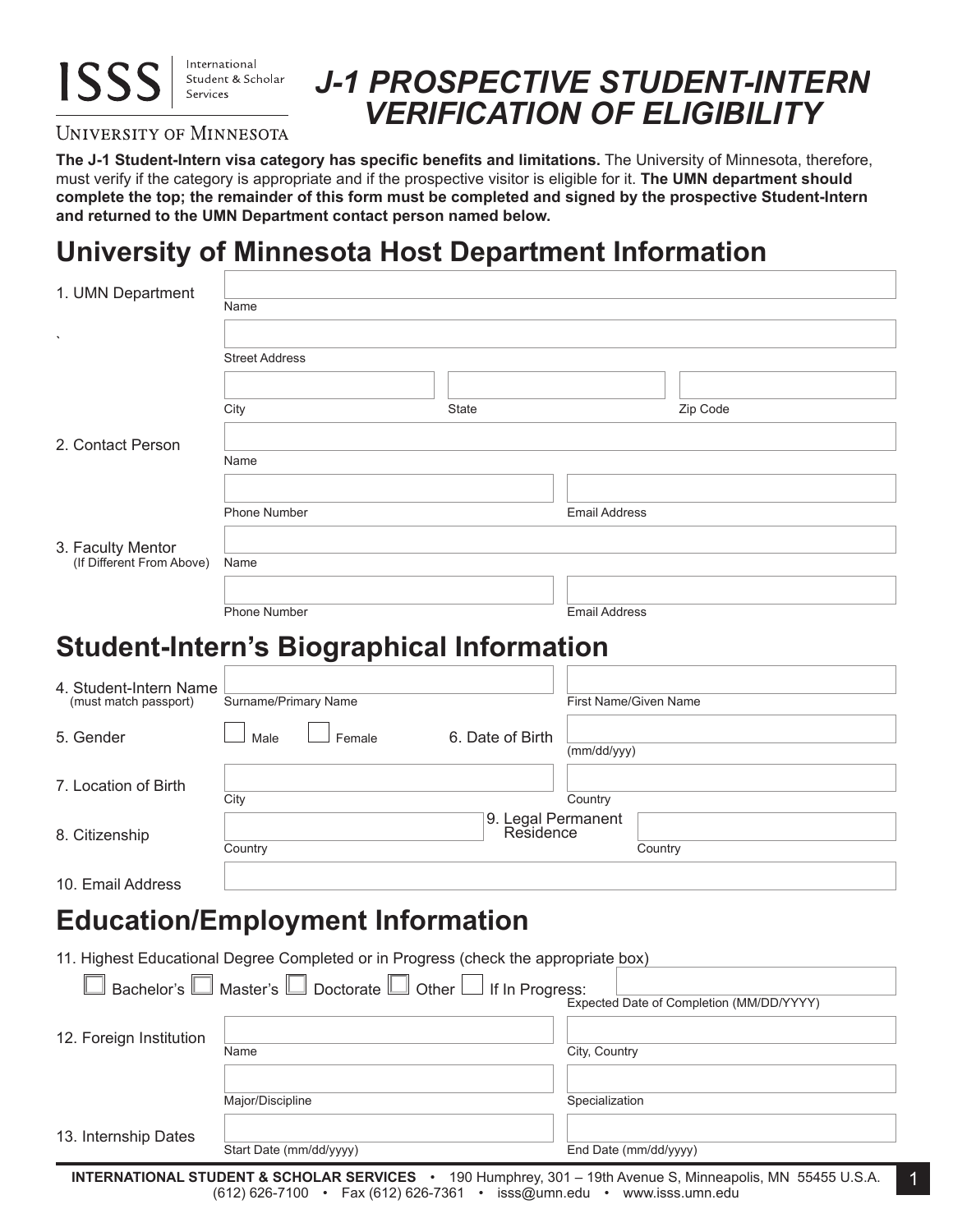ISSS International Student & Scholar Services

UNIVERSITY OF MINNESOTA

# J-1 PROSPECTIVE STUDENT-INTERN VERIFICATION OF ELIGIBILITY

**The J-1 Student-Intern visa category has specific benefits and limitations.** The University of Minnesota, therefore, must verify if the category is appropriate and if the prospective visitor is eligible for it. **The UMN department should complete the top; the remainder of this form must be completed and signed by the prospective Student-Intern and returned to the UMN Department contact person named below.**

## University of Minnesota Host Department Information

1. UMN Department

Name

Street Address

City | State | Zip Code

2. Contact Person

Name

Phone Number | Email Address

3. Faculty Mentor (If Different From Above)

Name

Phone Number | Email Address

## Student-Intern's Biographical Information

4. Student-Intern Name (must match passport)

Surname/Primary Name | First Name/Given Name

5. Gender ☐ Male ☐ Female

6. Date of Birth (mm/dd/yyy)

7. Location of Birth

City | Country

8. Citizenship

Country

9. Legal Permanent Residence

Country

10. Email Address

## Education/Employment Information

11. Highest Educational Degree Completed or in Progress (check the appropriate box)

☐ Bachelor's ☐ Master's ☐ Doctorate ☐ Other ☐ If In Progress: Expected Date of Completion (MM/DD/YYYY)

12. Foreign Institution

Name | City, Country

Major/Discipline | Specialization

13. Internship Dates

Start Date (mm/dd/yyyy) | End Date (mm/dd/yyyy)

**INTERNATIONAL STUDENT & SCHOLAR SERVICES** • 190 Humphrey, 301 – 19th Avenue S, Minneapolis, MN 55455 U.S.A. (612) 626-7100 • Fax (612) 626-7361 • isss@umn.edu • www.isss.umn.edu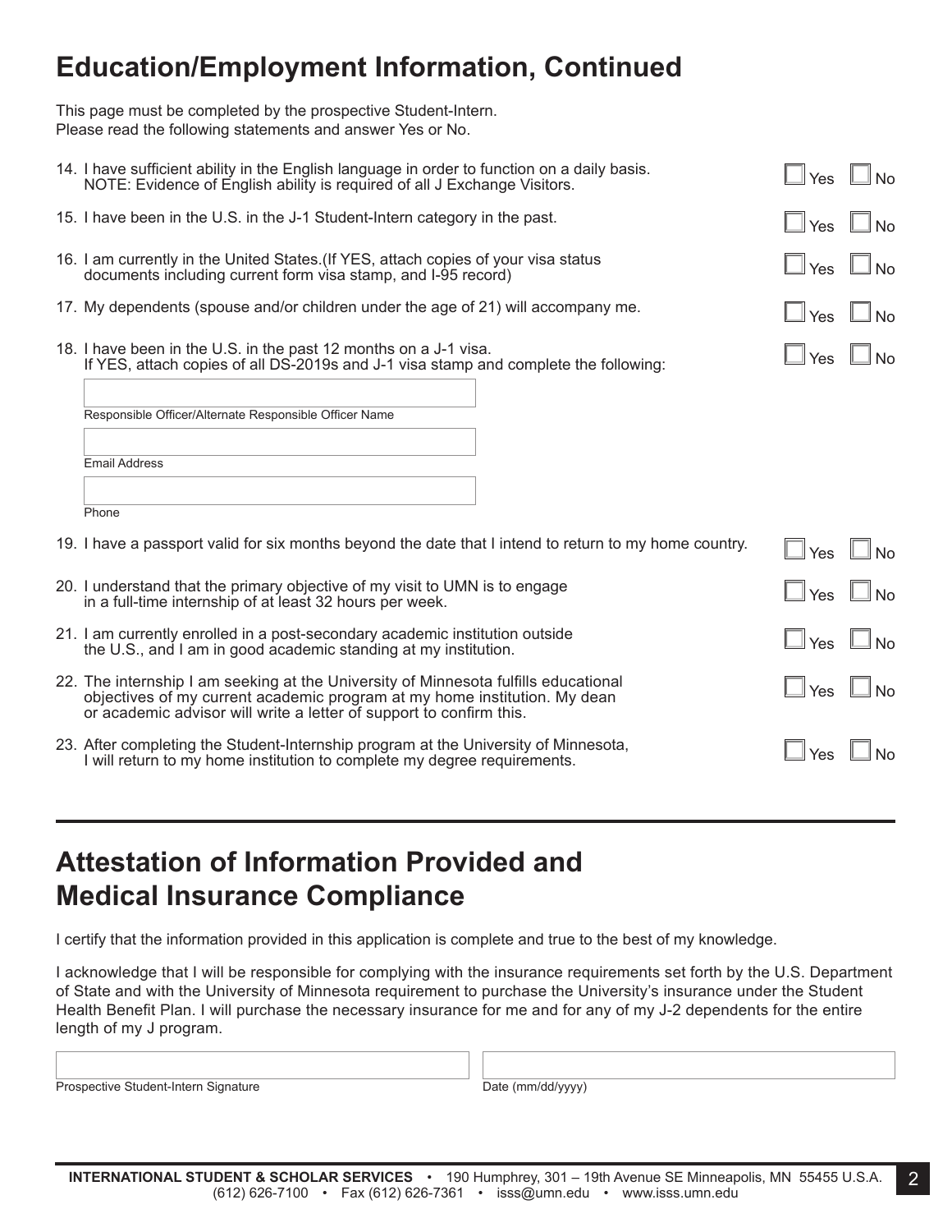# Education/Employment Information, Continued

This page must be completed by the prospective Student-Intern.
Please read the following statements and answer Yes or No.

14. I have sufficient ability in the English language in order to function on a daily basis. NOTE: Evidence of English ability is required of all J Exchange Visitors. ☐ Yes ☐ No

15. I have been in the U.S. in the J-1 Student-Intern category in the past. ☐ Yes ☐ No

16. I am currently in the United States.(If YES, attach copies of your visa status documents including current form visa stamp, and I-95 record) ☐ Yes ☐ No

17. My dependents (spouse and/or children under the age of 21) will accompany me. ☐ Yes ☐ No

18. I have been in the U.S. in the past 12 months on a J-1 visa. If YES, attach copies of all DS-2019s and J-1 visa stamp and complete the following: ☐ Yes ☐ No

Responsible Officer/Alternate Responsible Officer Name: ____________________

Email Address: ____________________

Phone: ____________________

19. I have a passport valid for six months beyond the date that I intend to return to my home country. ☐ Yes ☐ No

20. I understand that the primary objective of my visit to UMN is to engage in a full-time internship of at least 32 hours per week. ☐ Yes ☐ No

21. I am currently enrolled in a post-secondary academic institution outside the U.S., and I am in good academic standing at my institution. ☐ Yes ☐ No

22. The internship I am seeking at the University of Minnesota fulfills educational objectives of my current academic program at my home institution. My dean or academic advisor will write a letter of support to confirm this. ☐ Yes ☐ No

23. After completing the Student-Internship program at the University of Minnesota, I will return to my home institution to complete my degree requirements. ☐ Yes ☐ No

# Attestation of Information Provided and Medical Insurance Compliance

I certify that the information provided in this application is complete and true to the best of my knowledge.

I acknowledge that I will be responsible for complying with the insurance requirements set forth by the U.S. Department of State and with the University of Minnesota requirement to purchase the University's insurance under the Student Health Benefit Plan. I will purchase the necessary insurance for me and for any of my J-2 dependents for the entire length of my J program.

Prospective Student-Intern Signature: ____________________

Date (mm/dd/yyyy): ____________________

**INTERNATIONAL STUDENT & SCHOLAR SERVICES** • 190 Humphrey, 301 – 19th Avenue SE Minneapolis, MN 55455 U.S.A.
(612) 626-7100 • Fax (612) 626-7361 • isss@umn.edu • www.isss.umn.edu